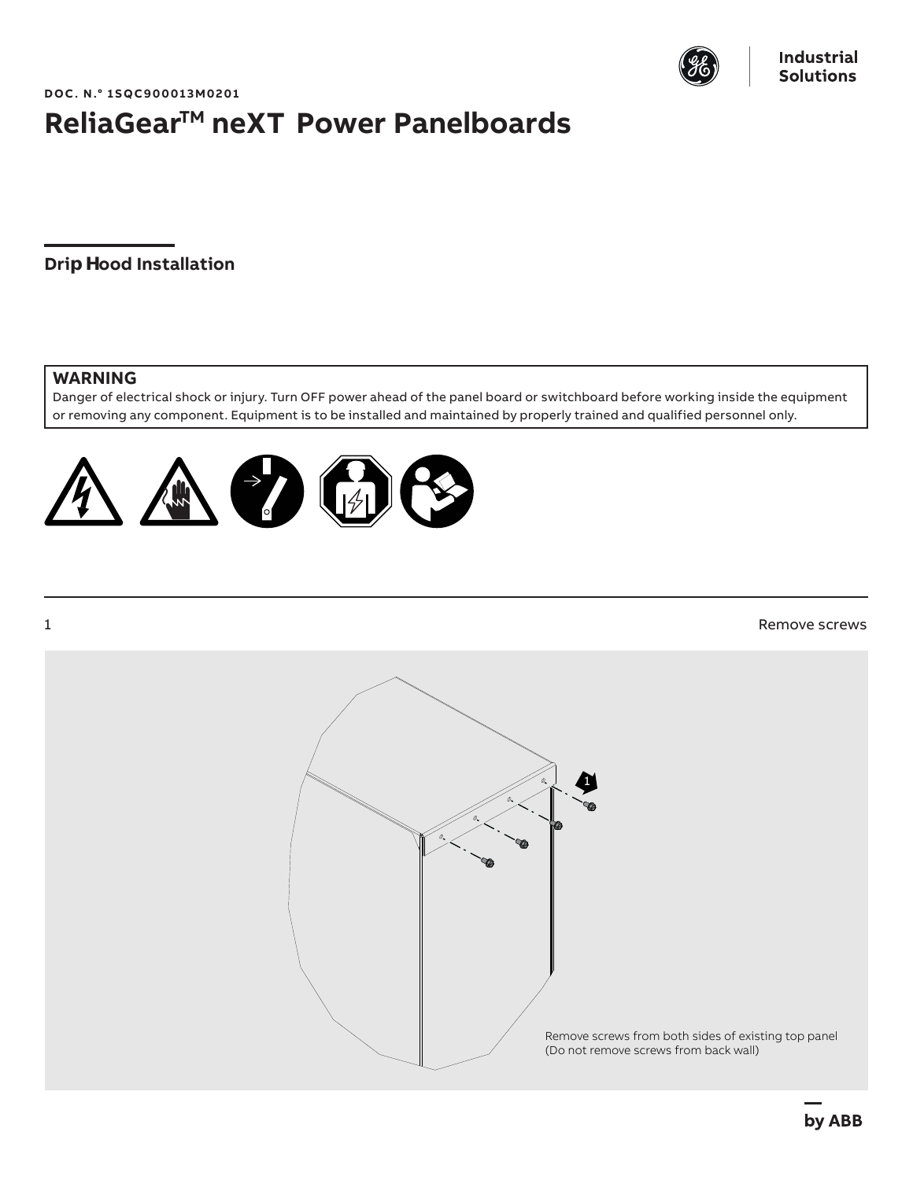DOC. N.° 1SQC900013M0201

# ReliaGear™ neXT Power Panelboards

## Drip Hood Installation

**WARNING**
Danger of electrical shock or injury. Turn OFF power ahead of the panel board or switchboard before working inside the equipment or removing any component. Equipment is to be installed and maintained by properly trained and qualified personnel only.

1 Remove screws

1

Remove screws from both sides of existing top panel
(Do not remove screws from back wall)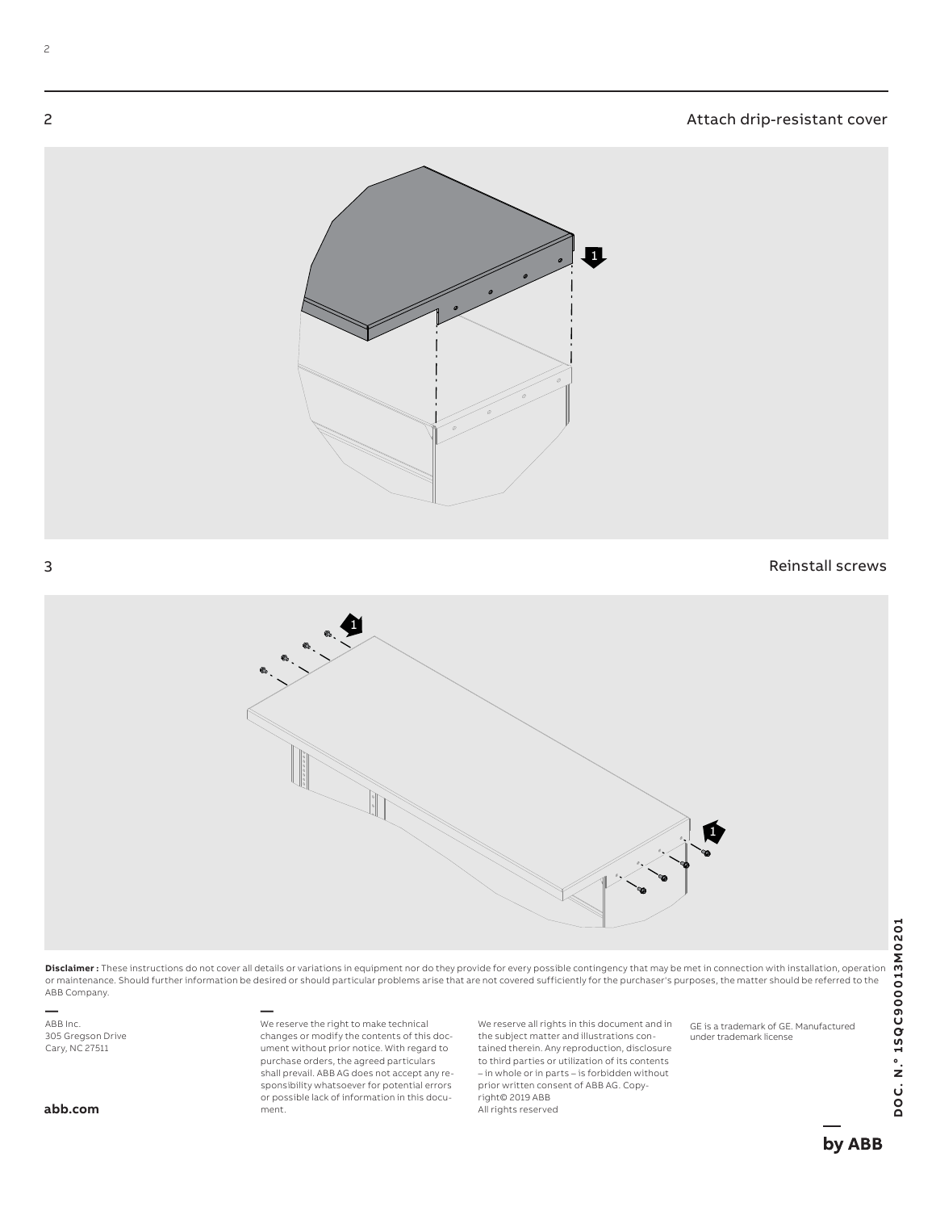## 2 Attach drip-resistant cover

1

## 3 Reinstall screws

1

1

**Disclaimer :** These instructions do not cover all details or variations in equipment nor do they provide for every possible contingency that may be met in connection with installation, operation or maintenance. Should further information be desired or should particular problems arise that are not covered sufficiently for the purchaser's purposes, the matter should be referred to the ABB Company.

ABB Inc.
305 Gregson Drive
Cary, NC 27511

**abb.com**

We reserve the right to make technical changes or modify the contents of this document without prior notice. With regard to purchase orders, the agreed particulars shall prevail. ABB AG does not accept any responsibility whatsoever for potential errors or possible lack of information in this document.

We reserve all rights in this document and in the subject matter and illustrations contained therein. Any reproduction, disclosure to third parties or utilization of its contents – in whole or in parts – is forbidden without prior written consent of ABB AG. Copyright© 2019 ABB
All rights reserved

GE is a trademark of GE. Manufactured under trademark license

**DOC. N.° 1SQC900013M0201**

**by ABB**